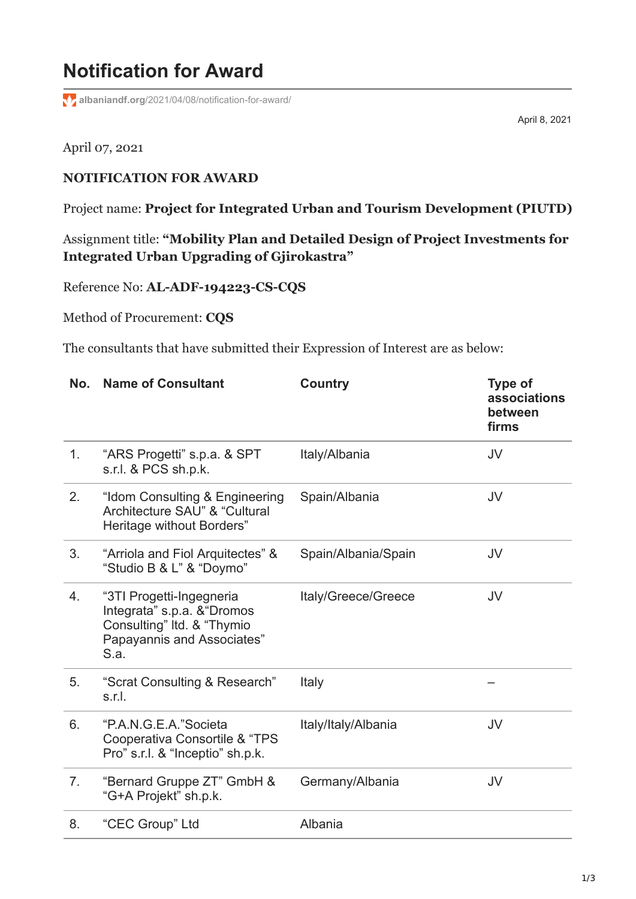# Notification for Award

albaniandf.org/2021/04/08/notification-for-award/

April 8, 2021

April 07, 2021

**NOTIFICATION FOR AWARD**

Project name: **Project for Integrated Urban and Tourism Development (PIUTD)**

Assignment title: **"Mobility Plan and Detailed Design of Project Investments for Integrated Urban Upgrading of Gjirokastra"**

Reference No: **AL-ADF-194223-CS-CQS**

Method of Procurement: **CQS**

The consultants that have submitted their Expression of Interest are as below:

| No. | Name of Consultant | Country | Type of associations between firms |
|---|---|---|---|
| 1. | "ARS Progetti" s.p.a. & SPT s.r.l. & PCS sh.p.k. | Italy/Albania | JV |
| 2. | "Idom Consulting & Engineering Architecture SAU" & "Cultural Heritage without Borders" | Spain/Albania | JV |
| 3. | "Arriola and Fiol Arquitectes" & "Studio B & L" & "Doymo" | Spain/Albania/Spain | JV |
| 4. | "3TI Progetti-Ingegneria Integrata" s.p.a. &"Dromos Consulting" ltd. & "Thymio Papayannis and Associates" S.a. | Italy/Greece/Greece | JV |
| 5. | "Scrat Consulting & Research" s.r.l. | Italy | – |
| 6. | "P.A.N.G.E.A."Societa Cooperativa Consortile & "TPS Pro" s.r.l. & "Inceptio" sh.p.k. | Italy/Italy/Albania | JV |
| 7. | "Bernard Gruppe ZT" GmbH & "G+A Projekt" sh.p.k. | Germany/Albania | JV |
| 8. | "CEC Group" Ltd | Albania | |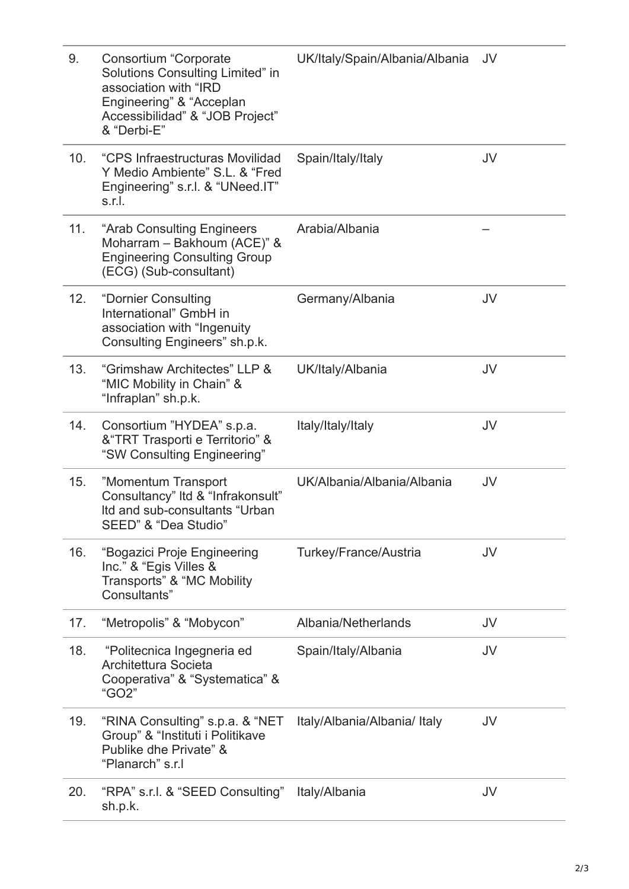| 9. | Consortium “Corporate Solutions Consulting Limited” in association with “IRD Engineering” & “Acceplan Accessibilidad” & “JOB Project” & “Derbi-E” | UK/Italy/Spain/Albania/Albania | JV |
|---|---|---|---|
| 10. | “CPS Infraestructuras Movilidad Y Medio Ambiente” S.L. & “Fred Engineering” s.r.l. & “UNeed.IT” s.r.l. | Spain/Italy/Italy | JV |
| 11. | “Arab Consulting Engineers Moharram – Bakhoum (ACE)” & Engineering Consulting Group (ECG) (Sub-consultant) | Arabia/Albania | – |
| 12. | “Dornier Consulting International” GmbH in association with “Ingenuity Consulting Engineers” sh.p.k. | Germany/Albania | JV |
| 13. | “Grimshaw Architectes” LLP & “MIC Mobility in Chain” & “Infraplan” sh.p.k. | UK/Italy/Albania | JV |
| 14. | Consortium ”HYDEA” s.p.a. &“TRT Trasporti e Territorio” & “SW Consulting Engineering” | Italy/Italy/Italy | JV |
| 15. | ”Momentum Transport Consultancy” ltd & “Infrakonsult” ltd and sub-consultants “Urban SEED” & “Dea Studio” | UK/Albania/Albania/Albania | JV |
| 16. | “Bogazici Proje Engineering Inc.” & “Egis Villes & Transports” & “MC Mobility Consultants” | Turkey/France/Austria | JV |
| 17. | “Metropolis” & “Mobycon” | Albania/Netherlands | JV |
| 18. | “Politecnica Ingegneria ed Architettura Societa Cooperativa” & “Systematica” & “GO2” | Spain/Italy/Albania | JV |
| 19. | “RINA Consulting” s.p.a. & “NET Group” & “Instituti i Politikave Publike dhe Private” & “Planarch” s.r.l | Italy/Albania/Albania/ Italy | JV |
| 20. | “RPA” s.r.l. & “SEED Consulting” sh.p.k. | Italy/Albania | JV |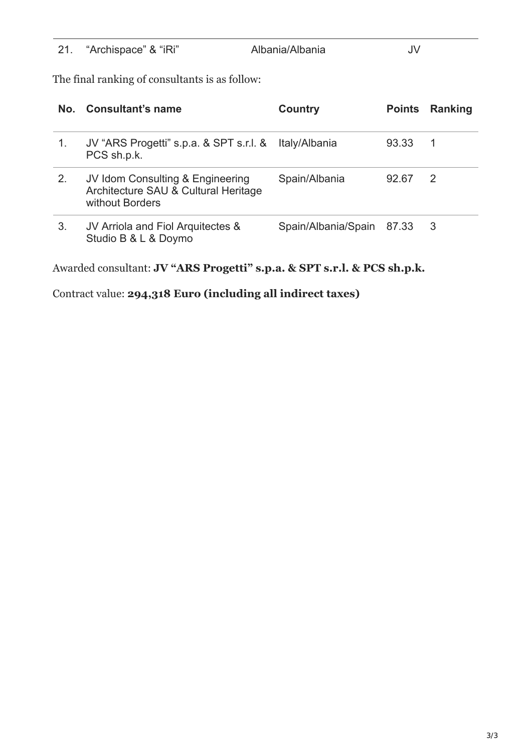| | | | |
|---|---|---|---|
| 21. | "Archispace" & "iRi" | Albania/Albania | JV |

The final ranking of consultants is as follow:

| No. | Consultant's name | Country | Points | Ranking |
|---|---|---|---|---|
| 1. | JV "ARS Progetti" s.p.a. & SPT s.r.l. & PCS sh.p.k. | Italy/Albania | 93.33 | 1 |
| 2. | JV Idom Consulting & Engineering Architecture SAU & Cultural Heritage without Borders | Spain/Albania | 92.67 | 2 |
| 3. | JV Arriola and Fiol Arquitectes & Studio B & L & Doymo | Spain/Albania/Spain | 87.33 | 3 |

Awarded consultant: **JV "ARS Progetti" s.p.a. & SPT s.r.l. & PCS sh.p.k.**

Contract value: **294,318 Euro (including all indirect taxes)**